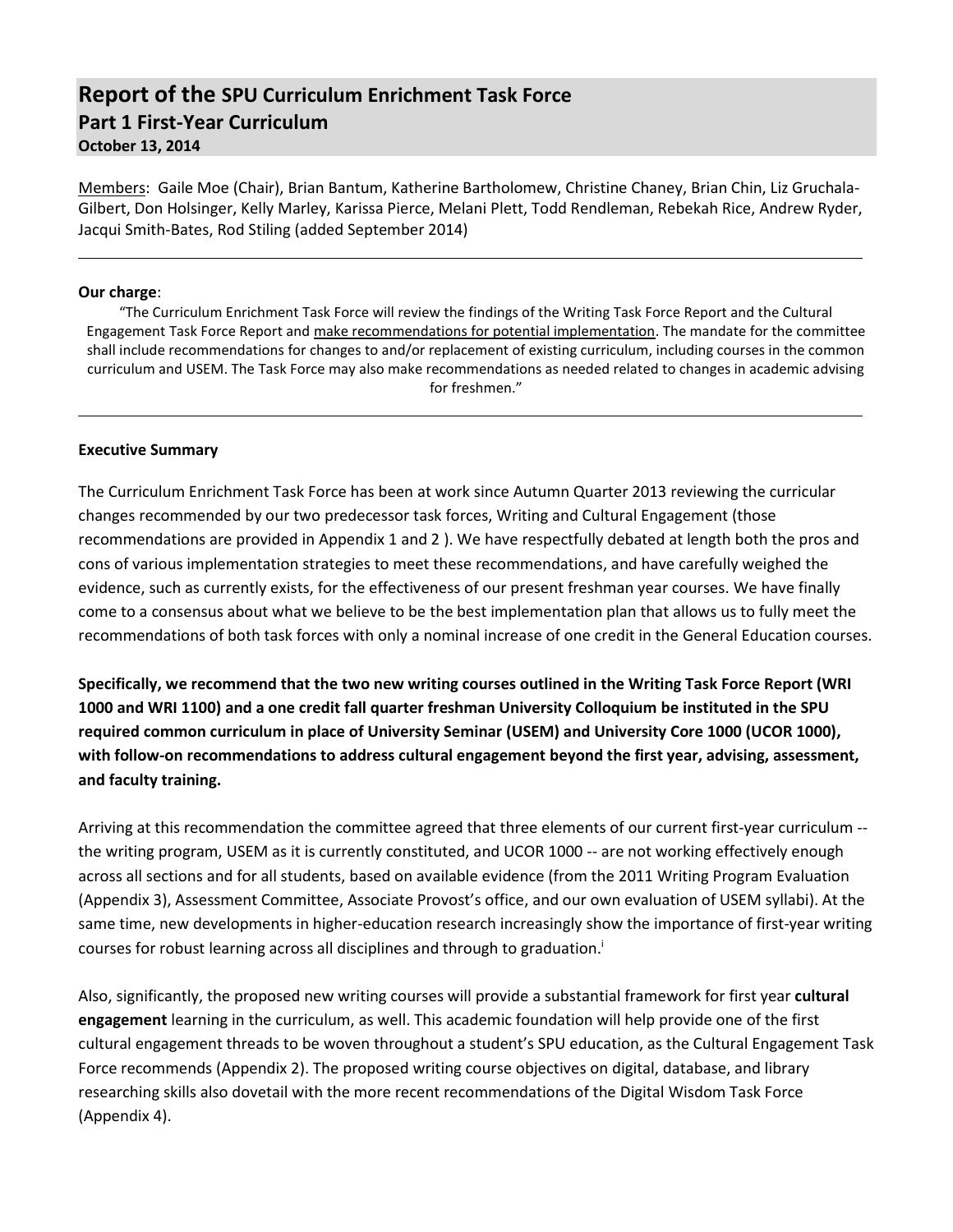# Report of the SPU Curriculum Enrichment Task Force

## Part 1 First-Year Curriculum

**October 13, 2014**

Members: Gaile Moe (Chair), Brian Bantum, Katherine Bartholomew, Christine Chaney, Brian Chin, Liz Gruchala-Gilbert, Don Holsinger, Kelly Marley, Karissa Pierce, Melani Plett, Todd Rendleman, Rebekah Rice, Andrew Ryder, Jacqui Smith-Bates, Rod Stiling (added September 2014)

---

**Our charge**:

"The Curriculum Enrichment Task Force will review the findings of the Writing Task Force Report and the Cultural Engagement Task Force Report and make recommendations for potential implementation. The mandate for the committee shall include recommendations for changes to and/or replacement of existing curriculum, including courses in the common curriculum and USEM. The Task Force may also make recommendations as needed related to changes in academic advising for freshmen."

---

**Executive Summary**

The Curriculum Enrichment Task Force has been at work since Autumn Quarter 2013 reviewing the curricular changes recommended by our two predecessor task forces, Writing and Cultural Engagement (those recommendations are provided in Appendix 1 and 2 ). We have respectfully debated at length both the pros and cons of various implementation strategies to meet these recommendations, and have carefully weighed the evidence, such as currently exists, for the effectiveness of our present freshman year courses. We have finally come to a consensus about what we believe to be the best implementation plan that allows us to fully meet the recommendations of both task forces with only a nominal increase of one credit in the General Education courses.

**Specifically, we recommend that the two new writing courses outlined in the Writing Task Force Report (WRI 1000 and WRI 1100) and a one credit fall quarter freshman University Colloquium be instituted in the SPU required common curriculum in place of University Seminar (USEM) and University Core 1000 (UCOR 1000), with follow-on recommendations to address cultural engagement beyond the first year, advising, assessment, and faculty training.**

Arriving at this recommendation the committee agreed that three elements of our current first-year curriculum -- the writing program, USEM as it is currently constituted, and UCOR 1000 -- are not working effectively enough across all sections and for all students, based on available evidence (from the 2011 Writing Program Evaluation (Appendix 3), Assessment Committee, Associate Provost's office, and our own evaluation of USEM syllabi). At the same time, new developments in higher-education research increasingly show the importance of first-year writing courses for robust learning across all disciplines and through to graduation.[i]

Also, significantly, the proposed new writing courses will provide a substantial framework for first year **cultural engagement** learning in the curriculum, as well. This academic foundation will help provide one of the first cultural engagement threads to be woven throughout a student's SPU education, as the Cultural Engagement Task Force recommends (Appendix 2). The proposed writing course objectives on digital, database, and library researching skills also dovetail with the more recent recommendations of the Digital Wisdom Task Force (Appendix 4).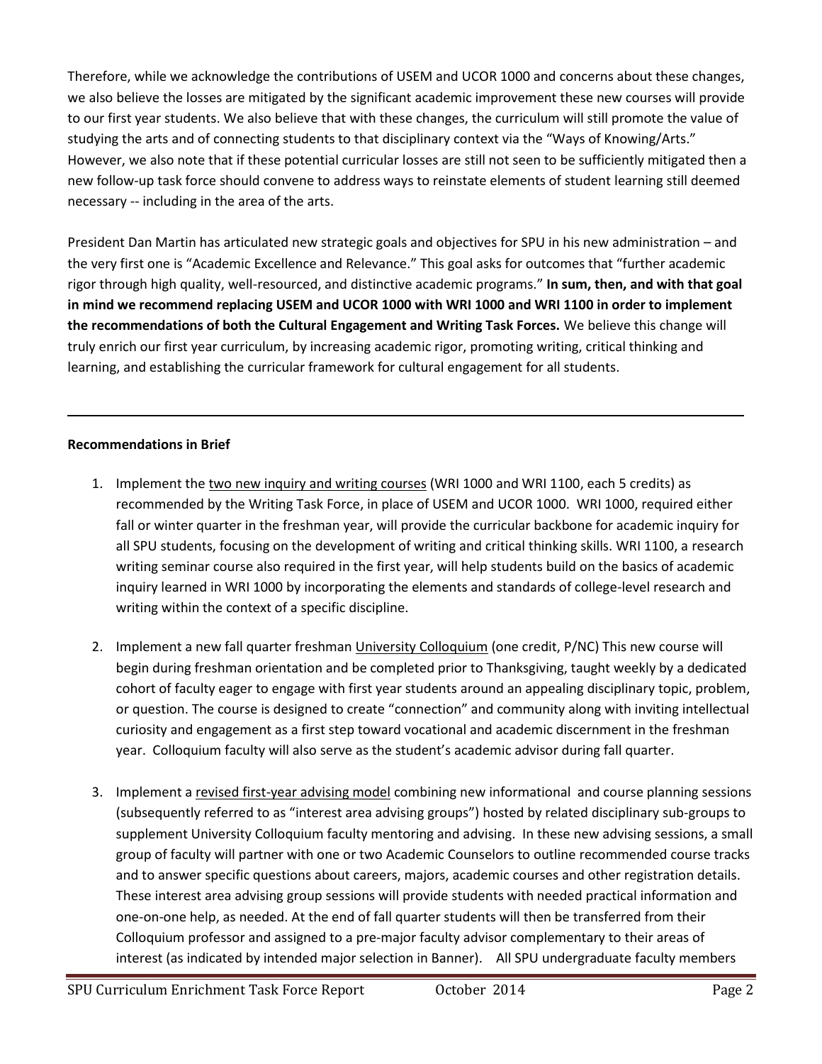Therefore, while we acknowledge the contributions of USEM and UCOR 1000 and concerns about these changes, we also believe the losses are mitigated by the significant academic improvement these new courses will provide to our first year students. We also believe that with these changes, the curriculum will still promote the value of studying the arts and of connecting students to that disciplinary context via the "Ways of Knowing/Arts." However, we also note that if these potential curricular losses are still not seen to be sufficiently mitigated then a new follow-up task force should convene to address ways to reinstate elements of student learning still deemed necessary -- including in the area of the arts.

President Dan Martin has articulated new strategic goals and objectives for SPU in his new administration – and the very first one is "Academic Excellence and Relevance." This goal asks for outcomes that "further academic rigor through high quality, well-resourced, and distinctive academic programs." **In sum, then, and with that goal in mind we recommend replacing USEM and UCOR 1000 with WRI 1000 and WRI 1100 in order to implement the recommendations of both the Cultural Engagement and Writing Task Forces.** We believe this change will truly enrich our first year curriculum, by increasing academic rigor, promoting writing, critical thinking and learning, and establishing the curricular framework for cultural engagement for all students.

---

**Recommendations in Brief**

1. Implement the <u>two new inquiry and writing courses</u> (WRI 1000 and WRI 1100, each 5 credits) as recommended by the Writing Task Force, in place of USEM and UCOR 1000. WRI 1000, required either fall or winter quarter in the freshman year, will provide the curricular backbone for academic inquiry for all SPU students, focusing on the development of writing and critical thinking skills. WRI 1100, a research writing seminar course also required in the first year, will help students build on the basics of academic inquiry learned in WRI 1000 by incorporating the elements and standards of college-level research and writing within the context of a specific discipline.

2. Implement a new fall quarter freshman <u>University Colloquium</u> (one credit, P/NC) This new course will begin during freshman orientation and be completed prior to Thanksgiving, taught weekly by a dedicated cohort of faculty eager to engage with first year students around an appealing disciplinary topic, problem, or question. The course is designed to create "connection" and community along with inviting intellectual curiosity and engagement as a first step toward vocational and academic discernment in the freshman year. Colloquium faculty will also serve as the student's academic advisor during fall quarter.

3. Implement a <u>revised first-year advising model</u> combining new informational and course planning sessions (subsequently referred to as "interest area advising groups") hosted by related disciplinary sub-groups to supplement University Colloquium faculty mentoring and advising. In these new advising sessions, a small group of faculty will partner with one or two Academic Counselors to outline recommended course tracks and to answer specific questions about careers, majors, academic courses and other registration details. These interest area advising group sessions will provide students with needed practical information and one-on-one help, as needed. At the end of fall quarter students will then be transferred from their Colloquium professor and assigned to a pre-major faculty advisor complementary to their areas of interest (as indicated by intended major selection in Banner). All SPU undergraduate faculty members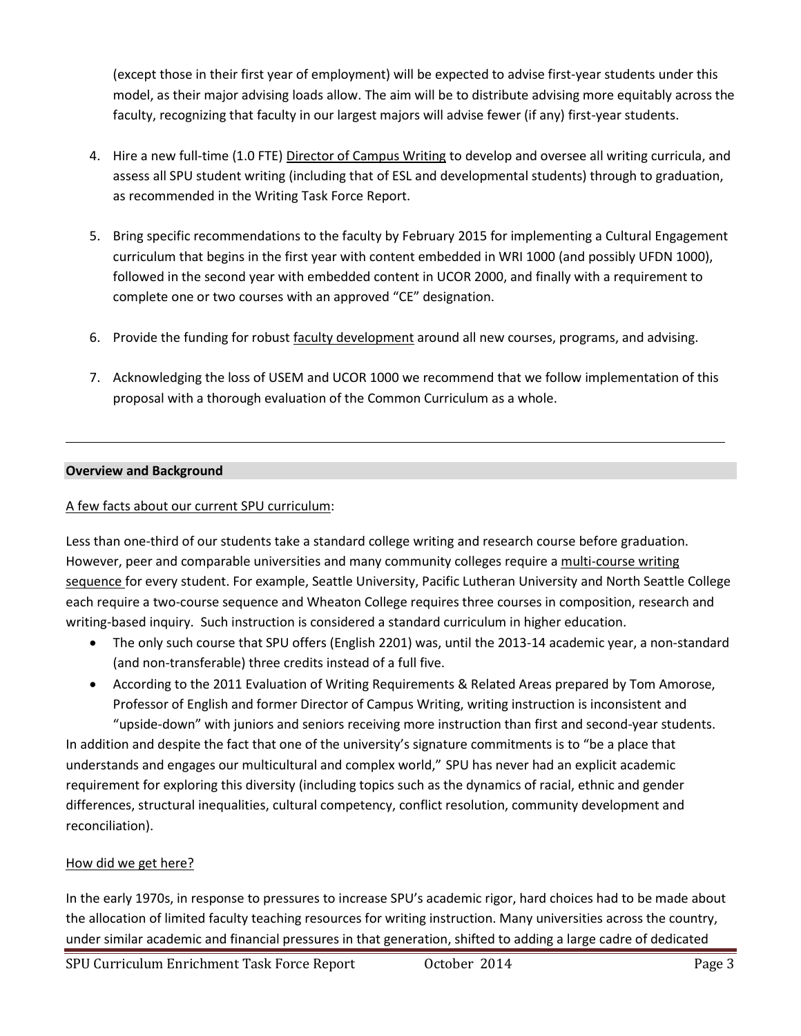(except those in their first year of employment) will be expected to advise first-year students under this model, as their major advising loads allow. The aim will be to distribute advising more equitably across the faculty, recognizing that faculty in our largest majors will advise fewer (if any) first-year students.

4. Hire a new full-time (1.0 FTE) Director of Campus Writing to develop and oversee all writing curricula, and assess all SPU student writing (including that of ESL and developmental students) through to graduation, as recommended in the Writing Task Force Report.

5. Bring specific recommendations to the faculty by February 2015 for implementing a Cultural Engagement curriculum that begins in the first year with content embedded in WRI 1000 (and possibly UFDN 1000), followed in the second year with embedded content in UCOR 2000, and finally with a requirement to complete one or two courses with an approved "CE" designation.

6. Provide the funding for robust faculty development around all new courses, programs, and advising.

7. Acknowledging the loss of USEM and UCOR 1000 we recommend that we follow implementation of this proposal with a thorough evaluation of the Common Curriculum as a whole.

---

## Overview and Background

A few facts about our current SPU curriculum:

Less than one-third of our students take a standard college writing and research course before graduation. However, peer and comparable universities and many community colleges require a multi-course writing sequence for every student. For example, Seattle University, Pacific Lutheran University and North Seattle College each require a two-course sequence and Wheaton College requires three courses in composition, research and writing-based inquiry. Such instruction is considered a standard curriculum in higher education.

- The only such course that SPU offers (English 2201) was, until the 2013-14 academic year, a non-standard (and non-transferable) three credits instead of a full five.
- According to the 2011 Evaluation of Writing Requirements & Related Areas prepared by Tom Amorose, Professor of English and former Director of Campus Writing, writing instruction is inconsistent and "upside-down" with juniors and seniors receiving more instruction than first and second-year students.

In addition and despite the fact that one of the university's signature commitments is to "be a place that understands and engages our multicultural and complex world," SPU has never had an explicit academic requirement for exploring this diversity (including topics such as the dynamics of racial, ethnic and gender differences, structural inequalities, cultural competency, conflict resolution, community development and reconciliation).

How did we get here?

In the early 1970s, in response to pressures to increase SPU's academic rigor, hard choices had to be made about the allocation of limited faculty teaching resources for writing instruction. Many universities across the country, under similar academic and financial pressures in that generation, shifted to adding a large cadre of dedicated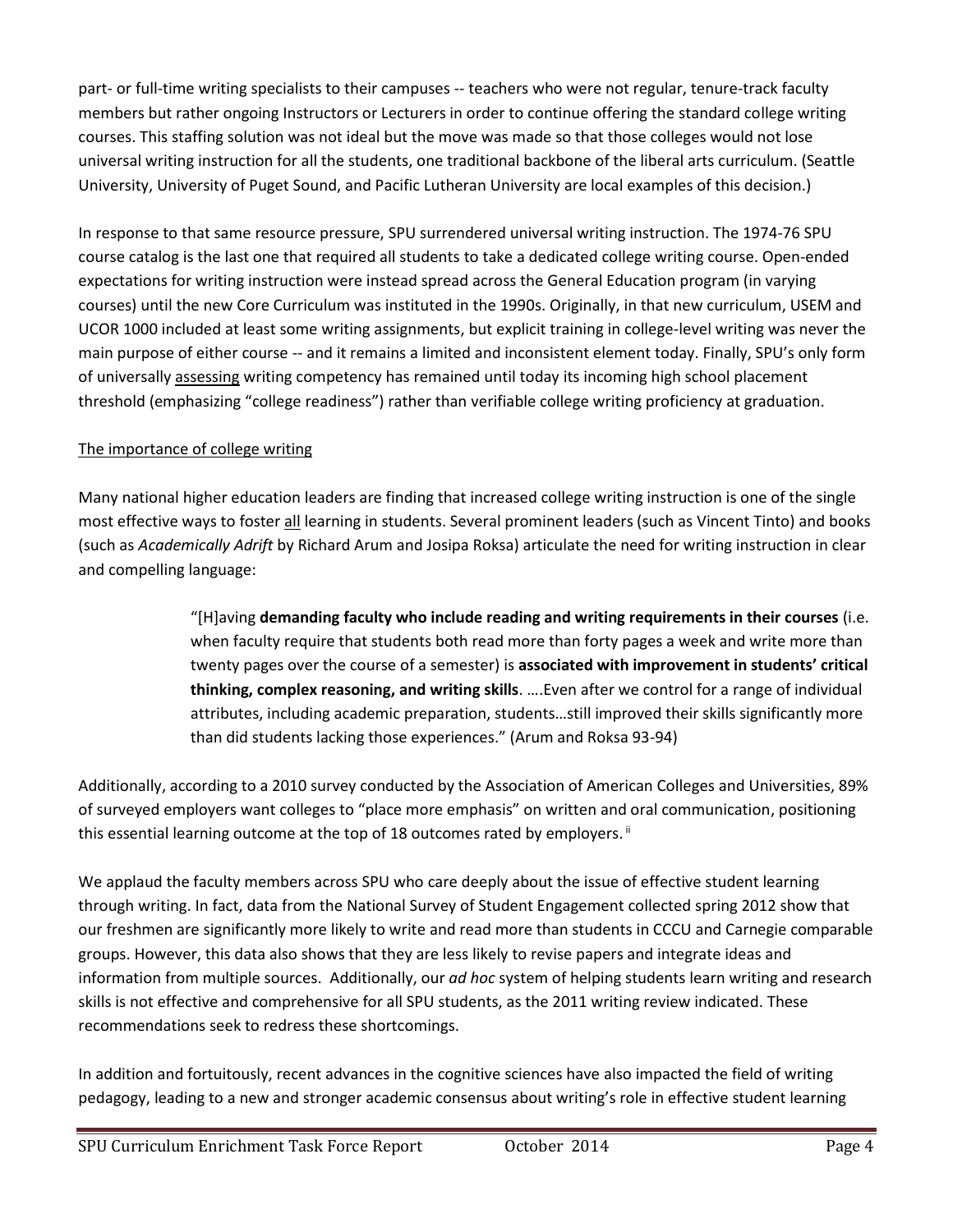part- or full-time writing specialists to their campuses -- teachers who were not regular, tenure-track faculty members but rather ongoing Instructors or Lecturers in order to continue offering the standard college writing courses. This staffing solution was not ideal but the move was made so that those colleges would not lose universal writing instruction for all the students, one traditional backbone of the liberal arts curriculum. (Seattle University, University of Puget Sound, and Pacific Lutheran University are local examples of this decision.)

In response to that same resource pressure, SPU surrendered universal writing instruction. The 1974-76 SPU course catalog is the last one that required all students to take a dedicated college writing course. Open-ended expectations for writing instruction were instead spread across the General Education program (in varying courses) until the new Core Curriculum was instituted in the 1990s. Originally, in that new curriculum, USEM and UCOR 1000 included at least some writing assignments, but explicit training in college-level writing was never the main purpose of either course -- and it remains a limited and inconsistent element today. Finally, SPU's only form of universally <u>assessing</u> writing competency has remained until today its incoming high school placement threshold (emphasizing "college readiness") rather than verifiable college writing proficiency at graduation.

<u>The importance of college writing</u>

Many national higher education leaders are finding that increased college writing instruction is one of the single most effective ways to foster <u>all</u> learning in students. Several prominent leaders (such as Vincent Tinto) and books (such as *Academically Adrift* by Richard Arum and Josipa Roksa) articulate the need for writing instruction in clear and compelling language:

> "[H]aving **demanding faculty who include reading and writing requirements in their courses** (i.e. when faculty require that students both read more than forty pages a week and write more than twenty pages over the course of a semester) is **associated with improvement in students' critical thinking, complex reasoning, and writing skills**. ….Even after we control for a range of individual attributes, including academic preparation, students…still improved their skills significantly more than did students lacking those experiences." (Arum and Roksa 93-94)

Additionally, according to a 2010 survey conducted by the Association of American Colleges and Universities, 89% of surveyed employers want colleges to "place more emphasis" on written and oral communication, positioning this essential learning outcome at the top of 18 outcomes rated by employers. [ii]

We applaud the faculty members across SPU who care deeply about the issue of effective student learning through writing. In fact, data from the National Survey of Student Engagement collected spring 2012 show that our freshmen are significantly more likely to write and read more than students in CCCU and Carnegie comparable groups. However, this data also shows that they are less likely to revise papers and integrate ideas and information from multiple sources. Additionally, our *ad hoc* system of helping students learn writing and research skills is not effective and comprehensive for all SPU students, as the 2011 writing review indicated. These recommendations seek to redress these shortcomings.

In addition and fortuitously, recent advances in the cognitive sciences have also impacted the field of writing pedagogy, leading to a new and stronger academic consensus about writing's role in effective student learning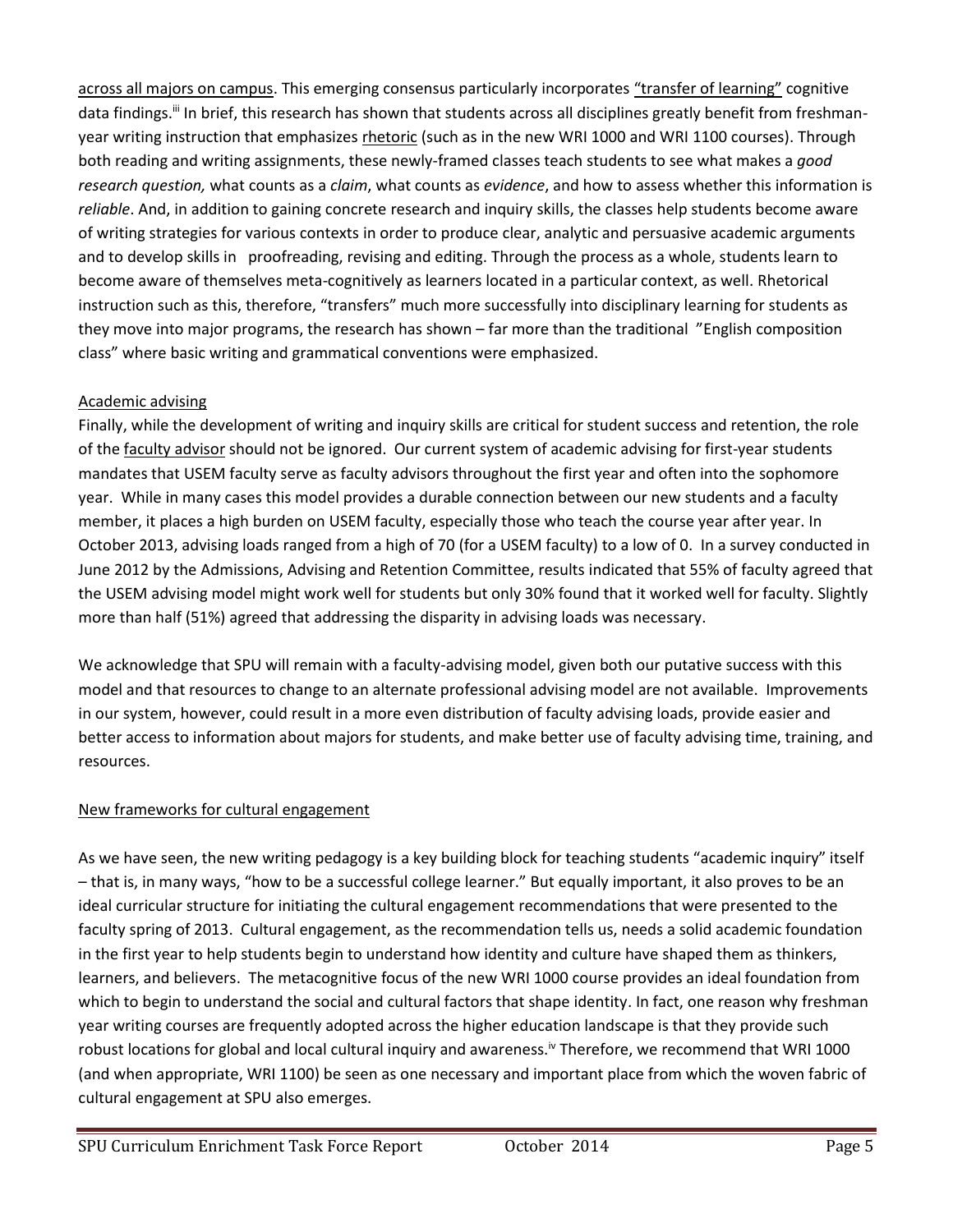across all majors on campus. This emerging consensus particularly incorporates "transfer of learning" cognitive data findings.[iii] In brief, this research has shown that students across all disciplines greatly benefit from freshman-year writing instruction that emphasizes rhetoric (such as in the new WRI 1000 and WRI 1100 courses). Through both reading and writing assignments, these newly-framed classes teach students to see what makes a *good research question,* what counts as a *claim*, what counts as *evidence*, and how to assess whether this information is *reliable*. And, in addition to gaining concrete research and inquiry skills, the classes help students become aware of writing strategies for various contexts in order to produce clear, analytic and persuasive academic arguments and to develop skills in proofreading, revising and editing. Through the process as a whole, students learn to become aware of themselves meta-cognitively as learners located in a particular context, as well. Rhetorical instruction such as this, therefore, "transfers" much more successfully into disciplinary learning for students as they move into major programs, the research has shown – far more than the traditional "English composition class" where basic writing and grammatical conventions were emphasized.

Academic advising

Finally, while the development of writing and inquiry skills are critical for student success and retention, the role of the faculty advisor should not be ignored. Our current system of academic advising for first-year students mandates that USEM faculty serve as faculty advisors throughout the first year and often into the sophomore year. While in many cases this model provides a durable connection between our new students and a faculty member, it places a high burden on USEM faculty, especially those who teach the course year after year. In October 2013, advising loads ranged from a high of 70 (for a USEM faculty) to a low of 0. In a survey conducted in June 2012 by the Admissions, Advising and Retention Committee, results indicated that 55% of faculty agreed that the USEM advising model might work well for students but only 30% found that it worked well for faculty. Slightly more than half (51%) agreed that addressing the disparity in advising loads was necessary.

We acknowledge that SPU will remain with a faculty-advising model, given both our putative success with this model and that resources to change to an alternate professional advising model are not available. Improvements in our system, however, could result in a more even distribution of faculty advising loads, provide easier and better access to information about majors for students, and make better use of faculty advising time, training, and resources.

New frameworks for cultural engagement

As we have seen, the new writing pedagogy is a key building block for teaching students "academic inquiry" itself – that is, in many ways, "how to be a successful college learner." But equally important, it also proves to be an ideal curricular structure for initiating the cultural engagement recommendations that were presented to the faculty spring of 2013. Cultural engagement, as the recommendation tells us, needs a solid academic foundation in the first year to help students begin to understand how identity and culture have shaped them as thinkers, learners, and believers. The metacognitive focus of the new WRI 1000 course provides an ideal foundation from which to begin to understand the social and cultural factors that shape identity. In fact, one reason why freshman year writing courses are frequently adopted across the higher education landscape is that they provide such robust locations for global and local cultural inquiry and awareness.[iv] Therefore, we recommend that WRI 1000 (and when appropriate, WRI 1100) be seen as one necessary and important place from which the woven fabric of cultural engagement at SPU also emerges.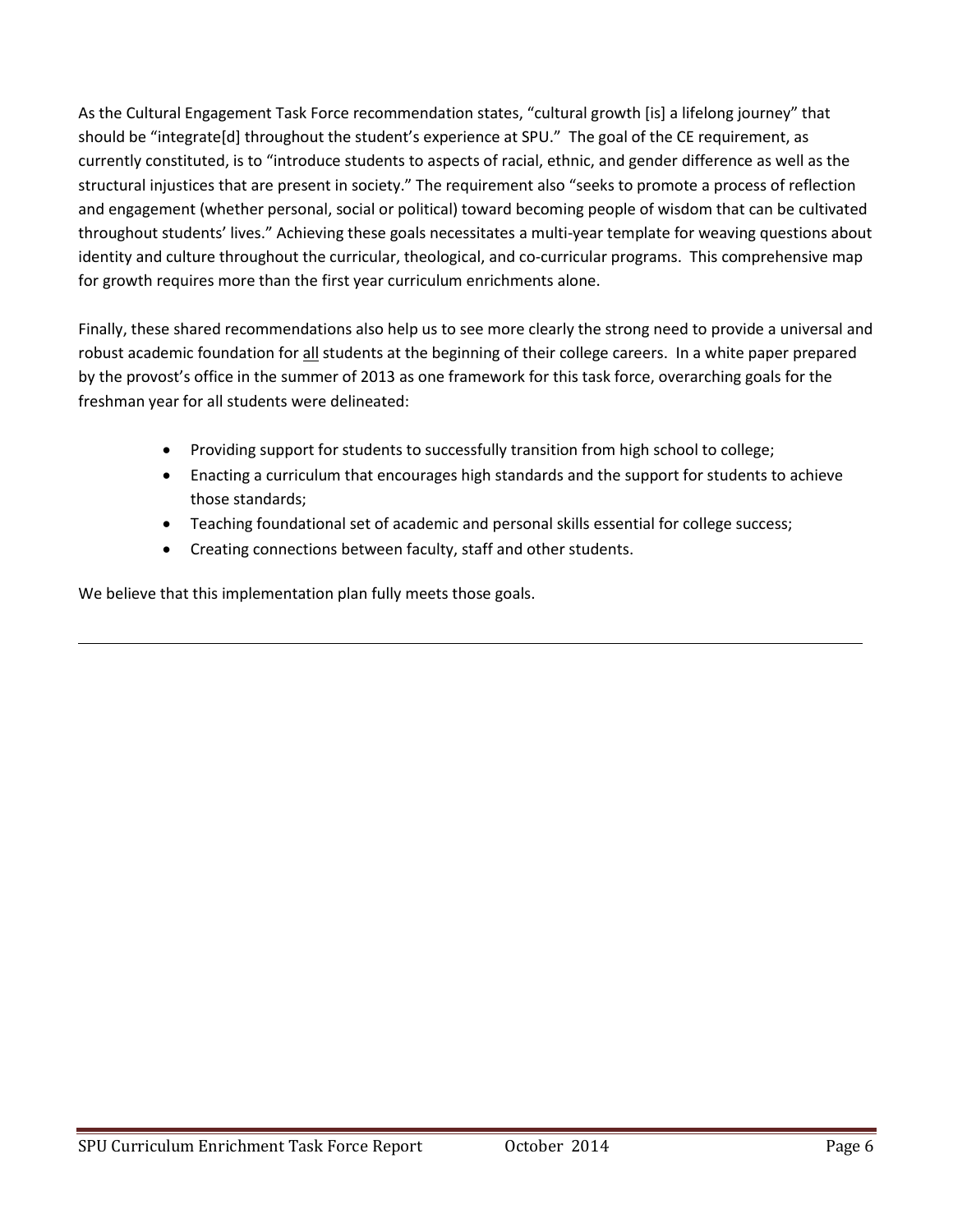As the Cultural Engagement Task Force recommendation states, "cultural growth [is] a lifelong journey" that should be "integrate[d] throughout the student's experience at SPU." The goal of the CE requirement, as currently constituted, is to "introduce students to aspects of racial, ethnic, and gender difference as well as the structural injustices that are present in society." The requirement also "seeks to promote a process of reflection and engagement (whether personal, social or political) toward becoming people of wisdom that can be cultivated throughout students' lives." Achieving these goals necessitates a multi-year template for weaving questions about identity and culture throughout the curricular, theological, and co-curricular programs. This comprehensive map for growth requires more than the first year curriculum enrichments alone.

Finally, these shared recommendations also help us to see more clearly the strong need to provide a universal and robust academic foundation for <u>all</u> students at the beginning of their college careers. In a white paper prepared by the provost's office in the summer of 2013 as one framework for this task force, overarching goals for the freshman year for all students were delineated:

- Providing support for students to successfully transition from high school to college;
- Enacting a curriculum that encourages high standards and the support for students to achieve those standards;
- Teaching foundational set of academic and personal skills essential for college success;
- Creating connections between faculty, staff and other students.

We believe that this implementation plan fully meets those goals.

---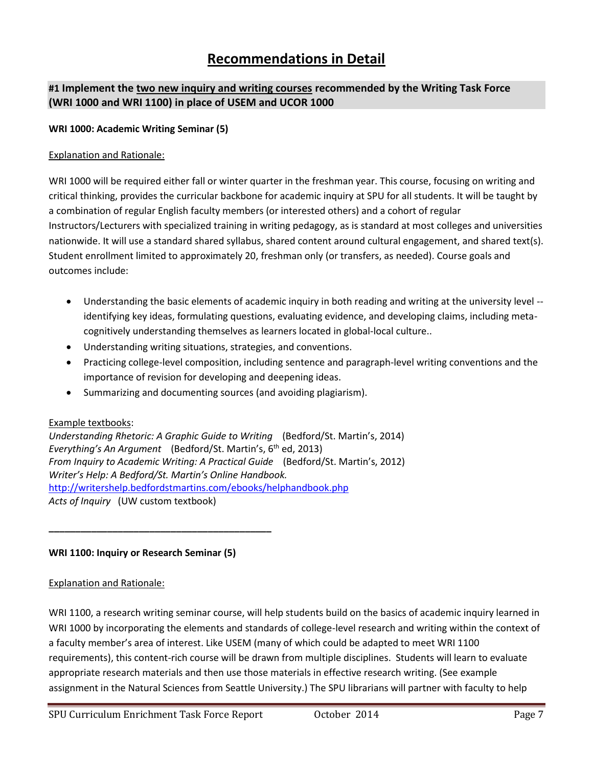# Recommendations in Detail

## #1 Implement the two new inquiry and writing courses recommended by the Writing Task Force (WRI 1000 and WRI 1100) in place of USEM and UCOR 1000

### WRI 1000: Academic Writing Seminar (5)

Explanation and Rationale:

WRI 1000 will be required either fall or winter quarter in the freshman year. This course, focusing on writing and critical thinking, provides the curricular backbone for academic inquiry at SPU for all students. It will be taught by a combination of regular English faculty members (or interested others) and a cohort of regular Instructors/Lecturers with specialized training in writing pedagogy, as is standard at most colleges and universities nationwide. It will use a standard shared syllabus, shared content around cultural engagement, and shared text(s). Student enrollment limited to approximately 20, freshman only (or transfers, as needed). Course goals and outcomes include:

- Understanding the basic elements of academic inquiry in both reading and writing at the university level -- identifying key ideas, formulating questions, evaluating evidence, and developing claims, including meta-cognitively understanding themselves as learners located in global-local culture..
- Understanding writing situations, strategies, and conventions.
- Practicing college-level composition, including sentence and paragraph-level writing conventions and the importance of revision for developing and deepening ideas.
- Summarizing and documenting sources (and avoiding plagiarism).

Example textbooks:

*Understanding Rhetoric: A Graphic Guide to Writing* (Bedford/St. Martin's, 2014)
*Everything's An Argument* (Bedford/St. Martin's, 6th ed, 2013)
*From Inquiry to Academic Writing: A Practical Guide* (Bedford/St. Martin's, 2012)
*Writer's Help: A Bedford/St. Martin's Online Handbook.*
http://writershelp.bedfordstmartins.com/ebooks/helphandbook.php
*Acts of Inquiry* (UW custom textbook)

---

### WRI 1100: Inquiry or Research Seminar (5)

Explanation and Rationale:

WRI 1100, a research writing seminar course, will help students build on the basics of academic inquiry learned in WRI 1000 by incorporating the elements and standards of college-level research and writing within the context of a faculty member's area of interest. Like USEM (many of which could be adapted to meet WRI 1100 requirements), this content-rich course will be drawn from multiple disciplines. Students will learn to evaluate appropriate research materials and then use those materials in effective research writing. (See example assignment in the Natural Sciences from Seattle University.) The SPU librarians will partner with faculty to help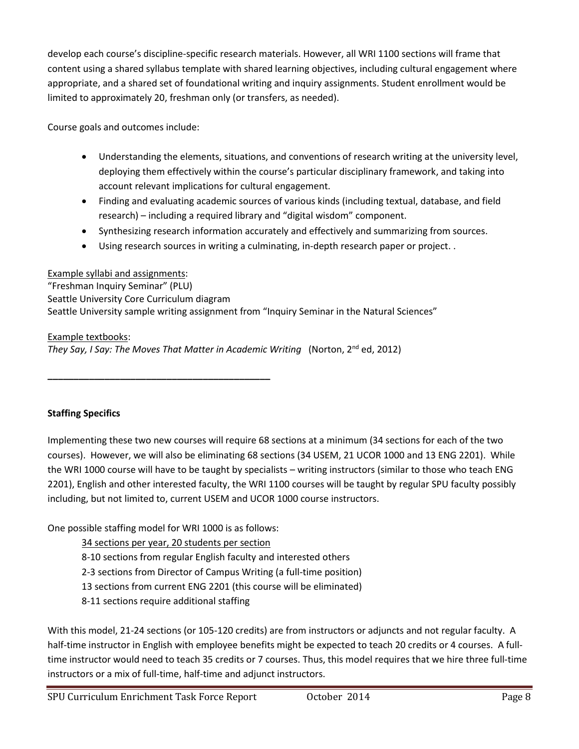develop each course's discipline-specific research materials. However, all WRI 1100 sections will frame that content using a shared syllabus template with shared learning objectives, including cultural engagement where appropriate, and a shared set of foundational writing and inquiry assignments. Student enrollment would be limited to approximately 20, freshman only (or transfers, as needed).

Course goals and outcomes include:

- Understanding the elements, situations, and conventions of research writing at the university level, deploying them effectively within the course's particular disciplinary framework, and taking into account relevant implications for cultural engagement.
- Finding and evaluating academic sources of various kinds (including textual, database, and field research) – including a required library and "digital wisdom" component.
- Synthesizing research information accurately and effectively and summarizing from sources.
- Using research sources in writing a culminating, in-depth research paper or project. .

<u>Example syllabi and assignments</u>:
"Freshman Inquiry Seminar" (PLU)
Seattle University Core Curriculum diagram
Seattle University sample writing assignment from "Inquiry Seminar in the Natural Sciences"

<u>Example textbooks</u>:
*They Say, I Say: The Moves That Matter in Academic Writing* (Norton, 2nd ed, 2012)

---

**Staffing Specifics**

Implementing these two new courses will require 68 sections at a minimum (34 sections for each of the two courses). However, we will also be eliminating 68 sections (34 USEM, 21 UCOR 1000 and 13 ENG 2201). While the WRI 1000 course will have to be taught by specialists – writing instructors (similar to those who teach ENG 2201), English and other interested faculty, the WRI 1100 courses will be taught by regular SPU faculty possibly including, but not limited to, current USEM and UCOR 1000 course instructors.

One possible staffing model for WRI 1000 is as follows:

<u>34 sections per year, 20 students per section</u>
8-10 sections from regular English faculty and interested others
2-3 sections from Director of Campus Writing (a full-time position)
13 sections from current ENG 2201 (this course will be eliminated)
8-11 sections require additional staffing

With this model, 21-24 sections (or 105-120 credits) are from instructors or adjuncts and not regular faculty. A half-time instructor in English with employee benefits might be expected to teach 20 credits or 4 courses. A full-time instructor would need to teach 35 credits or 7 courses. Thus, this model requires that we hire three full-time instructors or a mix of full-time, half-time and adjunct instructors.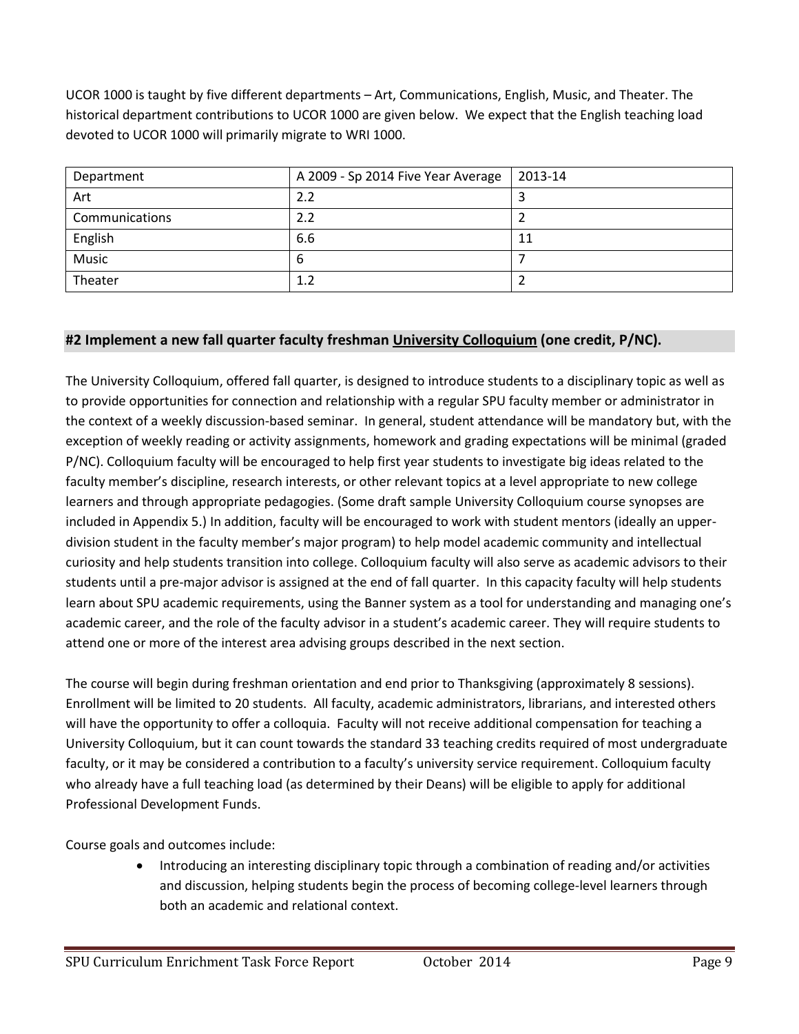UCOR 1000 is taught by five different departments – Art, Communications, English, Music, and Theater. The historical department contributions to UCOR 1000 are given below. We expect that the English teaching load devoted to UCOR 1000 will primarily migrate to WRI 1000.

| Department | A 2009 - Sp 2014 Five Year Average | 2013-14 |
|---|---|---|
| Art | 2.2 | 3 |
| Communications | 2.2 | 2 |
| English | 6.6 | 11 |
| Music | 6 | 7 |
| Theater | 1.2 | 2 |

### #2 Implement a new fall quarter faculty freshman University Colloquium (one credit, P/NC).

The University Colloquium, offered fall quarter, is designed to introduce students to a disciplinary topic as well as to provide opportunities for connection and relationship with a regular SPU faculty member or administrator in the context of a weekly discussion-based seminar. In general, student attendance will be mandatory but, with the exception of weekly reading or activity assignments, homework and grading expectations will be minimal (graded P/NC). Colloquium faculty will be encouraged to help first year students to investigate big ideas related to the faculty member's discipline, research interests, or other relevant topics at a level appropriate to new college learners and through appropriate pedagogies. (Some draft sample University Colloquium course synopses are included in Appendix 5.) In addition, faculty will be encouraged to work with student mentors (ideally an upper-division student in the faculty member's major program) to help model academic community and intellectual curiosity and help students transition into college. Colloquium faculty will also serve as academic advisors to their students until a pre-major advisor is assigned at the end of fall quarter. In this capacity faculty will help students learn about SPU academic requirements, using the Banner system as a tool for understanding and managing one's academic career, and the role of the faculty advisor in a student's academic career. They will require students to attend one or more of the interest area advising groups described in the next section.

The course will begin during freshman orientation and end prior to Thanksgiving (approximately 8 sessions). Enrollment will be limited to 20 students. All faculty, academic administrators, librarians, and interested others will have the opportunity to offer a colloquia. Faculty will not receive additional compensation for teaching a University Colloquium, but it can count towards the standard 33 teaching credits required of most undergraduate faculty, or it may be considered a contribution to a faculty's university service requirement. Colloquium faculty who already have a full teaching load (as determined by their Deans) will be eligible to apply for additional Professional Development Funds.

Course goals and outcomes include:

- Introducing an interesting disciplinary topic through a combination of reading and/or activities and discussion, helping students begin the process of becoming college-level learners through both an academic and relational context.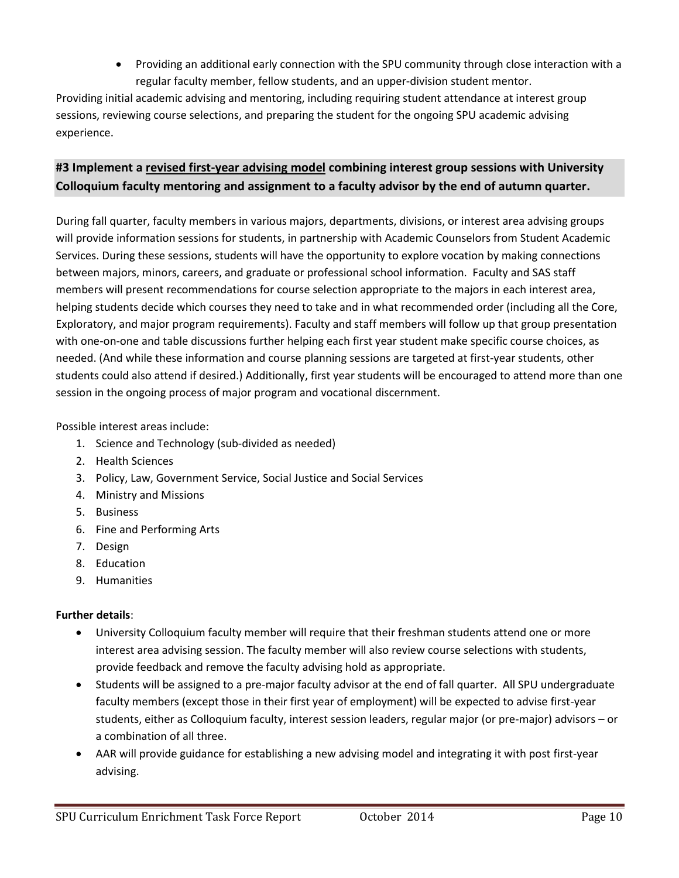- Providing an additional early connection with the SPU community through close interaction with a regular faculty member, fellow students, and an upper-division student mentor.

Providing initial academic advising and mentoring, including requiring student attendance at interest group sessions, reviewing course selections, and preparing the student for the ongoing SPU academic advising experience.

### #3 Implement a revised first-year advising model combining interest group sessions with University Colloquium faculty mentoring and assignment to a faculty advisor by the end of autumn quarter.

During fall quarter, faculty members in various majors, departments, divisions, or interest area advising groups will provide information sessions for students, in partnership with Academic Counselors from Student Academic Services. During these sessions, students will have the opportunity to explore vocation by making connections between majors, minors, careers, and graduate or professional school information. Faculty and SAS staff members will present recommendations for course selection appropriate to the majors in each interest area, helping students decide which courses they need to take and in what recommended order (including all the Core, Exploratory, and major program requirements). Faculty and staff members will follow up that group presentation with one-on-one and table discussions further helping each first year student make specific course choices, as needed. (And while these information and course planning sessions are targeted at first-year students, other students could also attend if desired.) Additionally, first year students will be encouraged to attend more than one session in the ongoing process of major program and vocational discernment.

Possible interest areas include:

1. Science and Technology (sub-divided as needed)
2. Health Sciences
3. Policy, Law, Government Service, Social Justice and Social Services
4. Ministry and Missions
5. Business
6. Fine and Performing Arts
7. Design
8. Education
9. Humanities

**Further details**:

- University Colloquium faculty member will require that their freshman students attend one or more interest area advising session. The faculty member will also review course selections with students, provide feedback and remove the faculty advising hold as appropriate.
- Students will be assigned to a pre-major faculty advisor at the end of fall quarter. All SPU undergraduate faculty members (except those in their first year of employment) will be expected to advise first-year students, either as Colloquium faculty, interest session leaders, regular major (or pre-major) advisors – or a combination of all three.
- AAR will provide guidance for establishing a new advising model and integrating it with post first-year advising.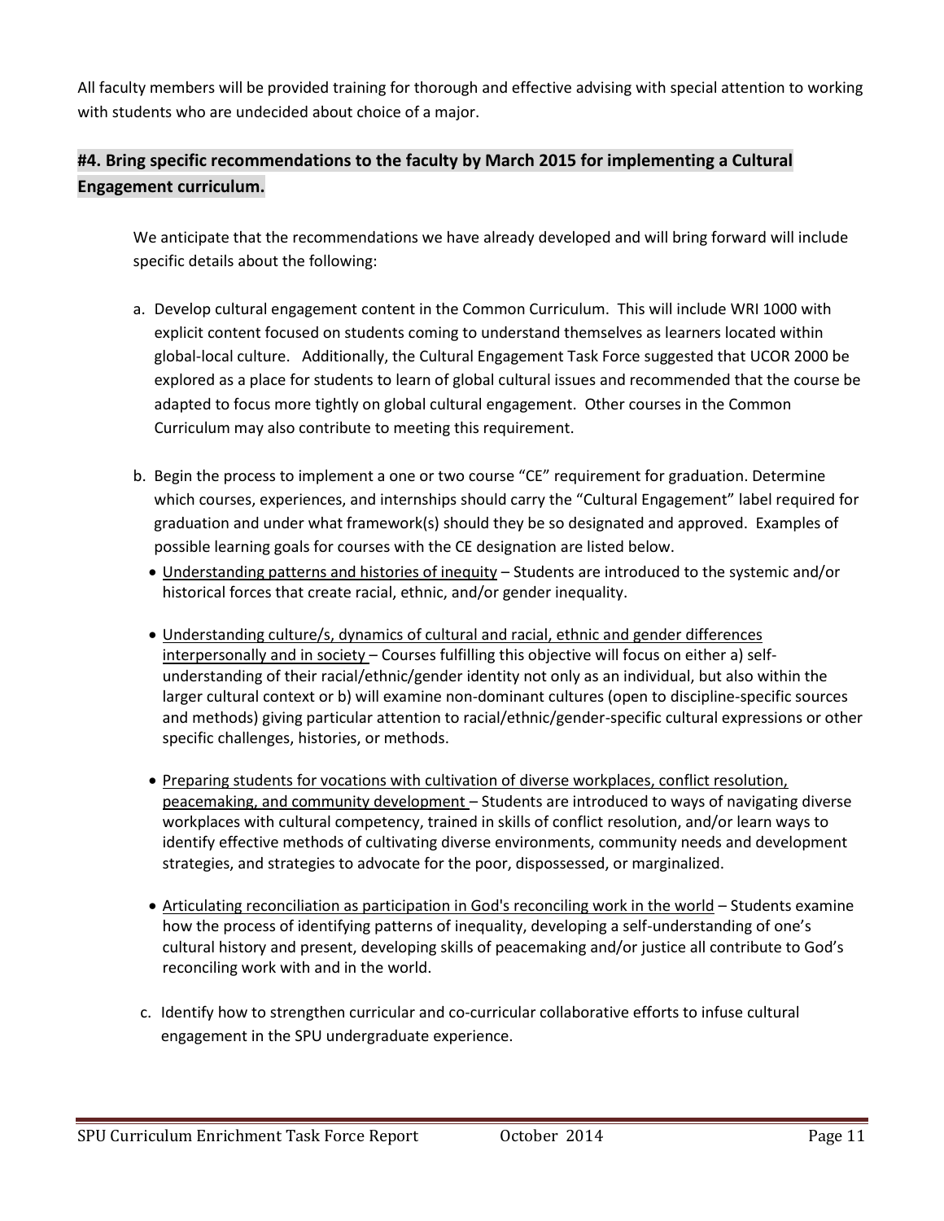All faculty members will be provided training for thorough and effective advising with special attention to working with students who are undecided about choice of a major.

### #4. Bring specific recommendations to the faculty by March 2015 for implementing a Cultural Engagement curriculum.

We anticipate that the recommendations we have already developed and will bring forward will include specific details about the following:

a. Develop cultural engagement content in the Common Curriculum. This will include WRI 1000 with explicit content focused on students coming to understand themselves as learners located within global-local culture. Additionally, the Cultural Engagement Task Force suggested that UCOR 2000 be explored as a place for students to learn of global cultural issues and recommended that the course be adapted to focus more tightly on global cultural engagement. Other courses in the Common Curriculum may also contribute to meeting this requirement.

b. Begin the process to implement a one or two course "CE" requirement for graduation. Determine which courses, experiences, and internships should carry the "Cultural Engagement" label required for graduation and under what framework(s) should they be so designated and approved. Examples of possible learning goals for courses with the CE designation are listed below.

   - Understanding patterns and histories of inequity – Students are introduced to the systemic and/or historical forces that create racial, ethnic, and/or gender inequality.
   - Understanding culture/s, dynamics of cultural and racial, ethnic and gender differences interpersonally and in society – Courses fulfilling this objective will focus on either a) self-understanding of their racial/ethnic/gender identity not only as an individual, but also within the larger cultural context or b) will examine non-dominant cultures (open to discipline-specific sources and methods) giving particular attention to racial/ethnic/gender-specific cultural expressions or other specific challenges, histories, or methods.
   - Preparing students for vocations with cultivation of diverse workplaces, conflict resolution, peacemaking, and community development – Students are introduced to ways of navigating diverse workplaces with cultural competency, trained in skills of conflict resolution, and/or learn ways to identify effective methods of cultivating diverse environments, community needs and development strategies, and strategies to advocate for the poor, dispossessed, or marginalized.
   - Articulating reconciliation as participation in God's reconciling work in the world – Students examine how the process of identifying patterns of inequality, developing a self-understanding of one's cultural history and present, developing skills of peacemaking and/or justice all contribute to God's reconciling work with and in the world.

c. Identify how to strengthen curricular and co-curricular collaborative efforts to infuse cultural engagement in the SPU undergraduate experience.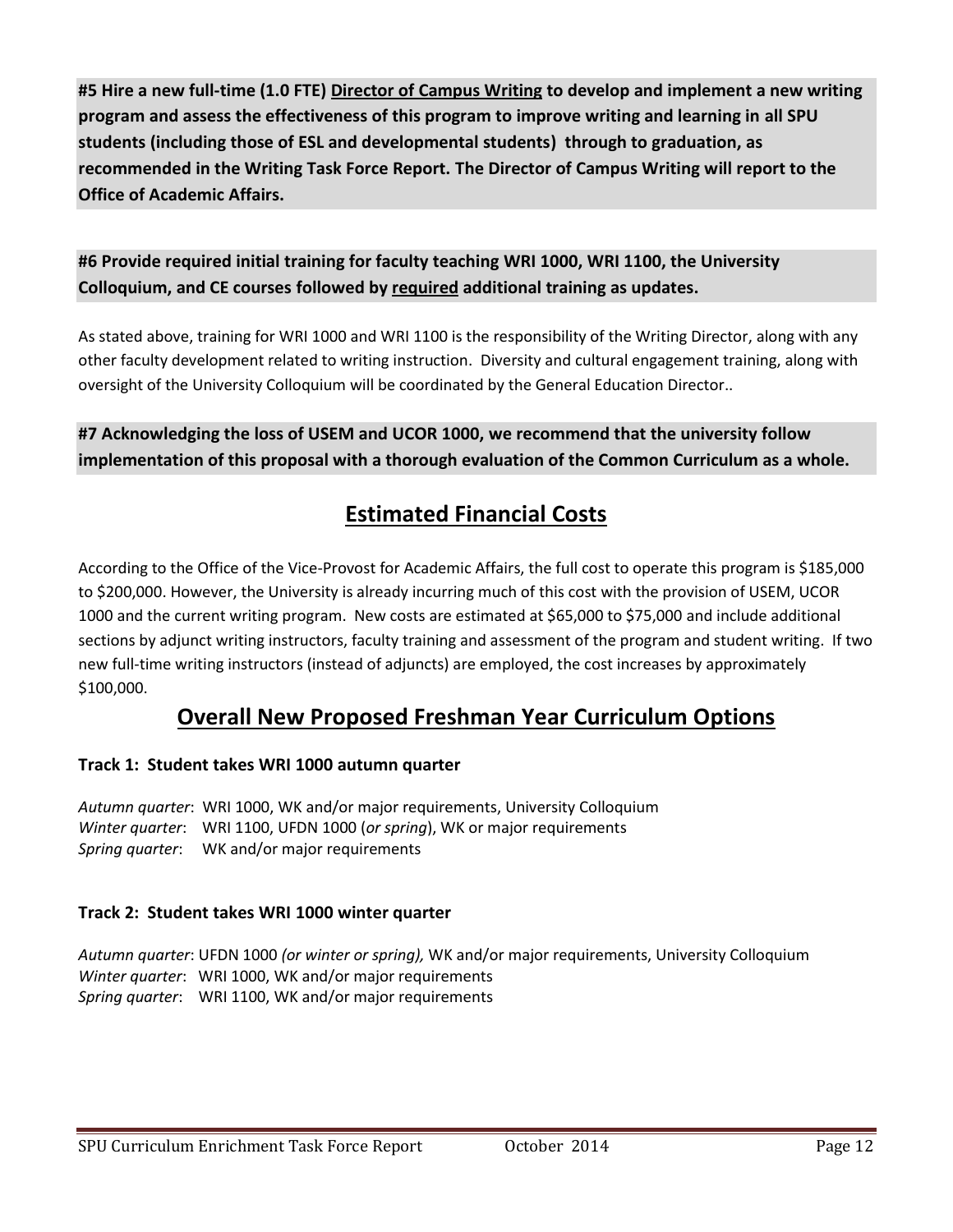**#5 Hire a new full-time (1.0 FTE) Director of Campus Writing to develop and implement a new writing program and assess the effectiveness of this program to improve writing and learning in all SPU students (including those of ESL and developmental students) through to graduation, as recommended in the Writing Task Force Report. The Director of Campus Writing will report to the Office of Academic Affairs.**

**#6 Provide required initial training for faculty teaching WRI 1000, WRI 1100, the University Colloquium, and CE courses followed by required additional training as updates.**

As stated above, training for WRI 1000 and WRI 1100 is the responsibility of the Writing Director, along with any other faculty development related to writing instruction. Diversity and cultural engagement training, along with oversight of the University Colloquium will be coordinated by the General Education Director..

**#7 Acknowledging the loss of USEM and UCOR 1000, we recommend that the university follow implementation of this proposal with a thorough evaluation of the Common Curriculum as a whole.**

## Estimated Financial Costs

According to the Office of the Vice-Provost for Academic Affairs, the full cost to operate this program is $185,000 to $200,000. However, the University is already incurring much of this cost with the provision of USEM, UCOR 1000 and the current writing program. New costs are estimated at $65,000 to $75,000 and include additional sections by adjunct writing instructors, faculty training and assessment of the program and student writing. If two new full-time writing instructors (instead of adjuncts) are employed, the cost increases by approximately $100,000.

## Overall New Proposed Freshman Year Curriculum Options

**Track 1: Student takes WRI 1000 autumn quarter**

*Autumn quarter*: WRI 1000, WK and/or major requirements, University Colloquium
*Winter quarter*: WRI 1100, UFDN 1000 (*or spring*), WK or major requirements
*Spring quarter*: WK and/or major requirements

**Track 2: Student takes WRI 1000 winter quarter**

*Autumn quarter*: UFDN 1000 *(or winter or spring),* WK and/or major requirements, University Colloquium
*Winter quarter*: WRI 1000, WK and/or major requirements
*Spring quarter*: WRI 1100, WK and/or major requirements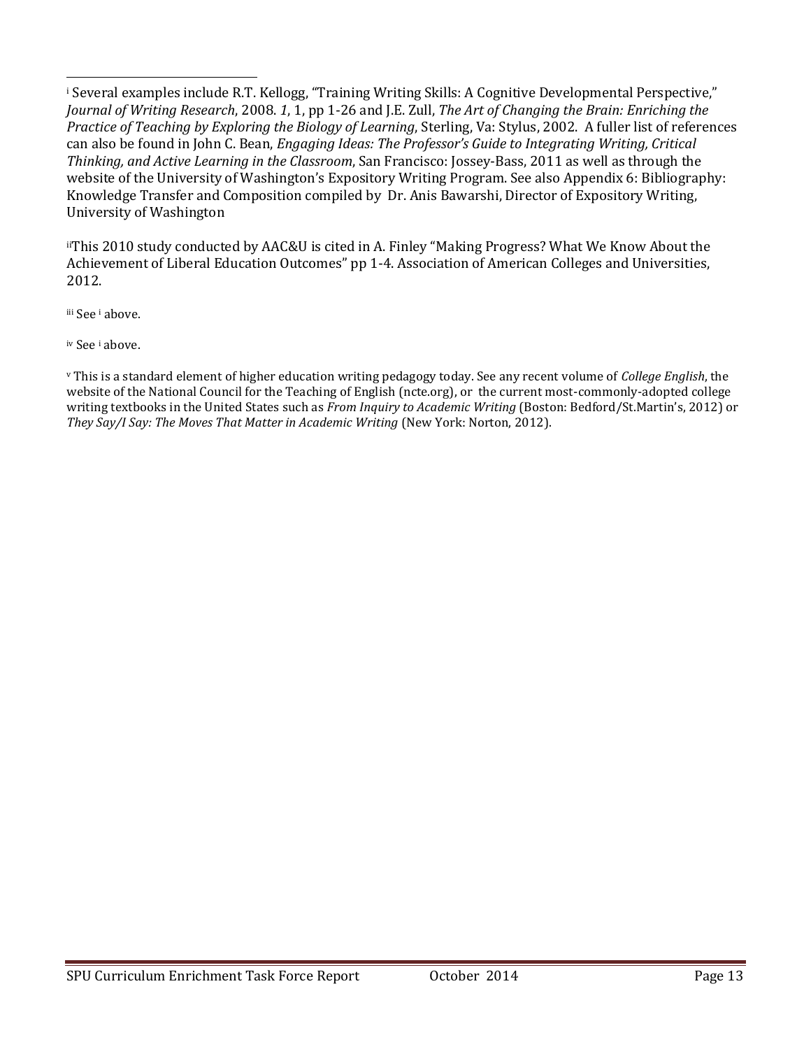[i] Several examples include R.T. Kellogg, "Training Writing Skills: A Cognitive Developmental Perspective," *Journal of Writing Research*, 2008. *1*, 1, pp 1-26 and J.E. Zull, *The Art of Changing the Brain: Enriching the Practice of Teaching by Exploring the Biology of Learning*, Sterling, Va: Stylus, 2002. A fuller list of references can also be found in John C. Bean, *Engaging Ideas: The Professor's Guide to Integrating Writing, Critical Thinking, and Active Learning in the Classroom*, San Francisco: Jossey-Bass, 2011 as well as through the website of the University of Washington's Expository Writing Program. See also Appendix 6: Bibliography: Knowledge Transfer and Composition compiled by Dr. Anis Bawarshi, Director of Expository Writing, University of Washington

[ii] This 2010 study conducted by AAC&U is cited in A. Finley "Making Progress? What We Know About the Achievement of Liberal Education Outcomes" pp 1-4. Association of American Colleges and Universities, 2012.

[iii] See [i] above.

[iv] See [i] above.

[v] This is a standard element of higher education writing pedagogy today. See any recent volume of *College English*, the website of the National Council for the Teaching of English (ncte.org), or the current most-commonly-adopted college writing textbooks in the United States such as *From Inquiry to Academic Writing* (Boston: Bedford/St.Martin's, 2012) or *They Say/I Say: The Moves That Matter in Academic Writing* (New York: Norton, 2012).